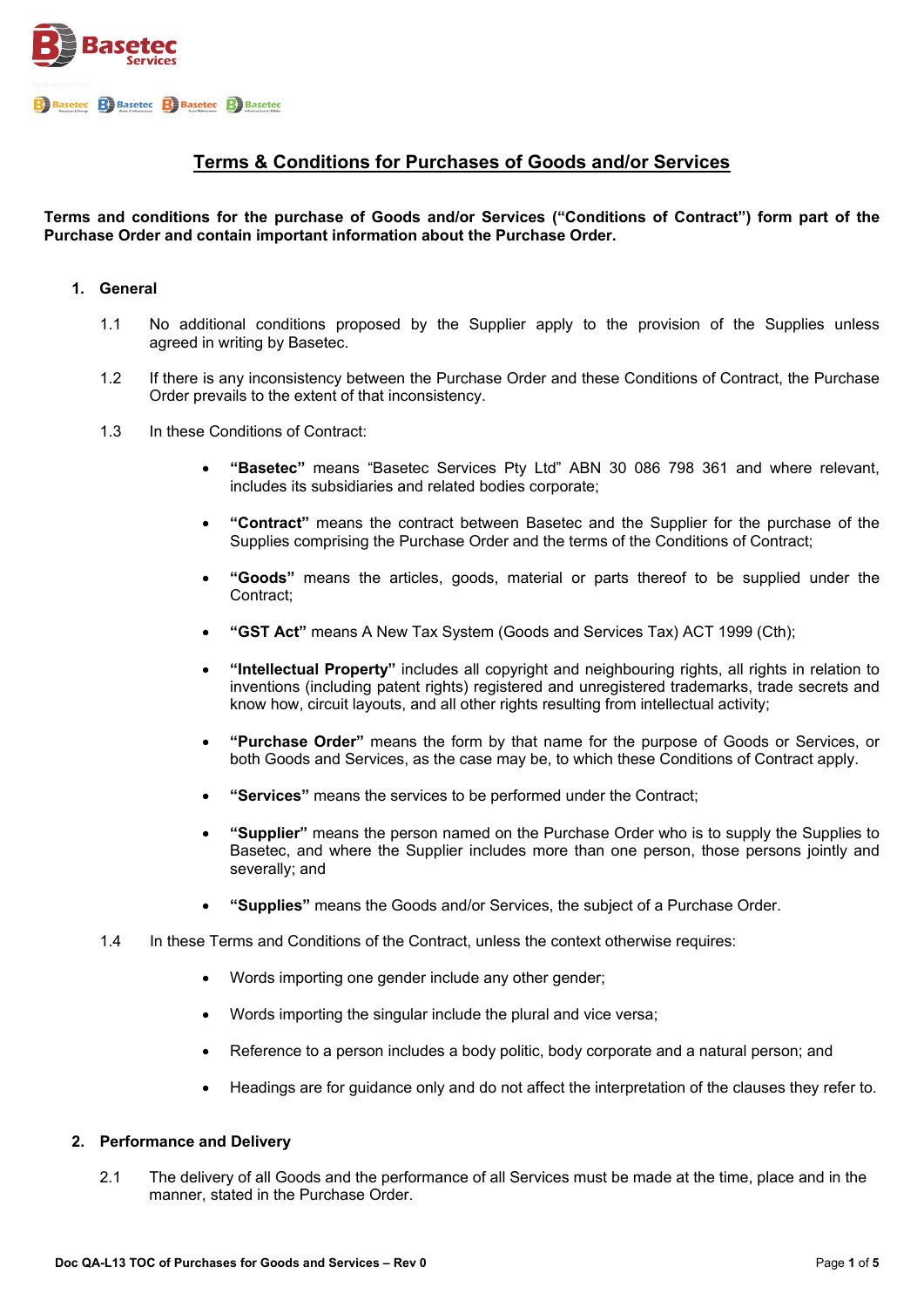# Terms & Conditions for Purchases of Goods and/or Services

**Terms and conditions for the purchase of Goods and/or Services ("Conditions of Contract") form part of the Purchase Order and contain important information about the Purchase Order.**

## 1. General

1.1 No additional conditions proposed by the Supplier apply to the provision of the Supplies unless agreed in writing by Basetec.

1.2 If there is any inconsistency between the Purchase Order and these Conditions of Contract, the Purchase Order prevails to the extent of that inconsistency.

1.3 In these Conditions of Contract:

- **"Basetec"** means "Basetec Services Pty Ltd" ABN 30 086 798 361 and where relevant, includes its subsidiaries and related bodies corporate;
- **"Contract"** means the contract between Basetec and the Supplier for the purchase of the Supplies comprising the Purchase Order and the terms of the Conditions of Contract;
- **"Goods"** means the articles, goods, material or parts thereof to be supplied under the Contract;
- **"GST Act"** means A New Tax System (Goods and Services Tax) ACT 1999 (Cth);
- **"Intellectual Property"** includes all copyright and neighbouring rights, all rights in relation to inventions (including patent rights) registered and unregistered trademarks, trade secrets and know how, circuit layouts, and all other rights resulting from intellectual activity;
- **"Purchase Order"** means the form by that name for the purpose of Goods or Services, or both Goods and Services, as the case may be, to which these Conditions of Contract apply.
- **"Services"** means the services to be performed under the Contract;
- **"Supplier"** means the person named on the Purchase Order who is to supply the Supplies to Basetec, and where the Supplier includes more than one person, those persons jointly and severally; and
- **"Supplies"** means the Goods and/or Services, the subject of a Purchase Order.

1.4 In these Terms and Conditions of the Contract, unless the context otherwise requires:

- Words importing one gender include any other gender;
- Words importing the singular include the plural and vice versa;
- Reference to a person includes a body politic, body corporate and a natural person; and
- Headings are for guidance only and do not affect the interpretation of the clauses they refer to.

## 2. Performance and Delivery

2.1 The delivery of all Goods and the performance of all Services must be made at the time, place and in the manner, stated in the Purchase Order.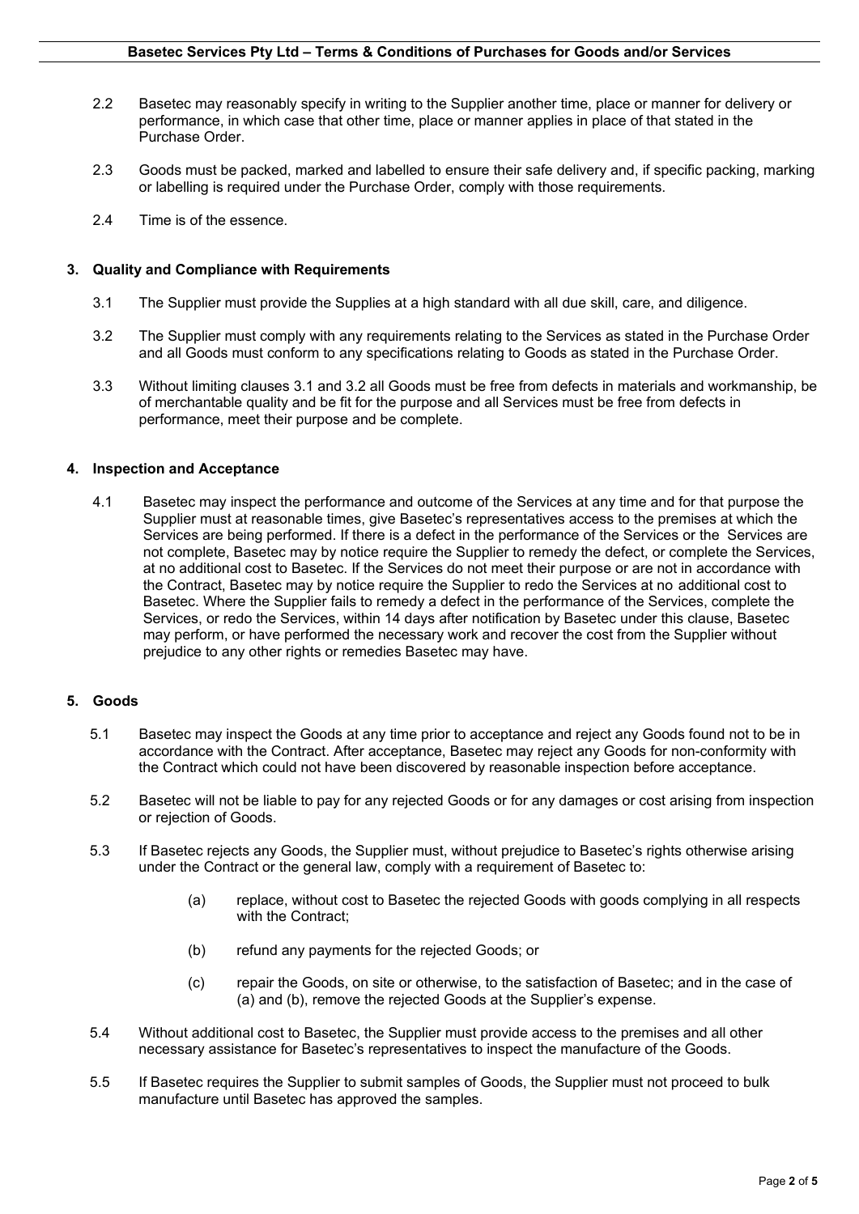2.2 Basetec may reasonably specify in writing to the Supplier another time, place or manner for delivery or performance, in which case that other time, place or manner applies in place of that stated in the Purchase Order.

2.3 Goods must be packed, marked and labelled to ensure their safe delivery and, if specific packing, marking or labelling is required under the Purchase Order, comply with those requirements.

2.4 Time is of the essence.

## 3. Quality and Compliance with Requirements

3.1 The Supplier must provide the Supplies at a high standard with all due skill, care, and diligence.

3.2 The Supplier must comply with any requirements relating to the Services as stated in the Purchase Order and all Goods must conform to any specifications relating to Goods as stated in the Purchase Order.

3.3 Without limiting clauses 3.1 and 3.2 all Goods must be free from defects in materials and workmanship, be of merchantable quality and be fit for the purpose and all Services must be free from defects in performance, meet their purpose and be complete.

## 4. Inspection and Acceptance

4.1 Basetec may inspect the performance and outcome of the Services at any time and for that purpose the Supplier must at reasonable times, give Basetec's representatives access to the premises at which the Services are being performed. If there is a defect in the performance of the Services or the Services are not complete, Basetec may by notice require the Supplier to remedy the defect, or complete the Services, at no additional cost to Basetec. If the Services do not meet their purpose or are not in accordance with the Contract, Basetec may by notice require the Supplier to redo the Services at no additional cost to Basetec. Where the Supplier fails to remedy a defect in the performance of the Services, complete the Services, or redo the Services, within 14 days after notification by Basetec under this clause, Basetec may perform, or have performed the necessary work and recover the cost from the Supplier without prejudice to any other rights or remedies Basetec may have.

## 5. Goods

5.1 Basetec may inspect the Goods at any time prior to acceptance and reject any Goods found not to be in accordance with the Contract. After acceptance, Basetec may reject any Goods for non-conformity with the Contract which could not have been discovered by reasonable inspection before acceptance.

5.2 Basetec will not be liable to pay for any rejected Goods or for any damages or cost arising from inspection or rejection of Goods.

5.3 If Basetec rejects any Goods, the Supplier must, without prejudice to Basetec's rights otherwise arising under the Contract or the general law, comply with a requirement of Basetec to:

(a) replace, without cost to Basetec the rejected Goods with goods complying in all respects with the Contract;

(b) refund any payments for the rejected Goods; or

(c) repair the Goods, on site or otherwise, to the satisfaction of Basetec; and in the case of (a) and (b), remove the rejected Goods at the Supplier's expense.

5.4 Without additional cost to Basetec, the Supplier must provide access to the premises and all other necessary assistance for Basetec's representatives to inspect the manufacture of the Goods.

5.5 If Basetec requires the Supplier to submit samples of Goods, the Supplier must not proceed to bulk manufacture until Basetec has approved the samples.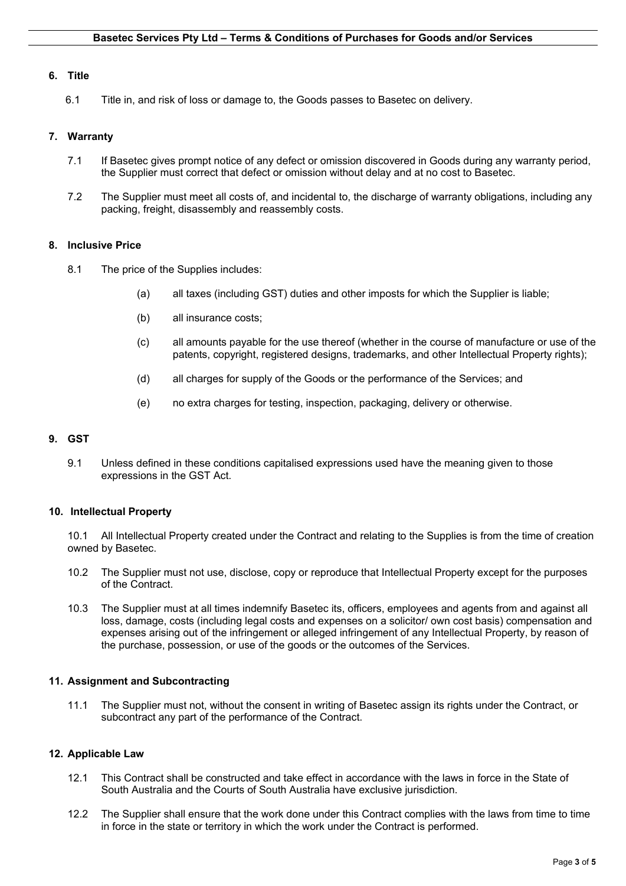## 6. Title

6.1 Title in, and risk of loss or damage to, the Goods passes to Basetec on delivery.

## 7. Warranty

7.1 If Basetec gives prompt notice of any defect or omission discovered in Goods during any warranty period, the Supplier must correct that defect or omission without delay and at no cost to Basetec.

7.2 The Supplier must meet all costs of, and incidental to, the discharge of warranty obligations, including any packing, freight, disassembly and reassembly costs.

## 8. Inclusive Price

8.1 The price of the Supplies includes:

(a) all taxes (including GST) duties and other imposts for which the Supplier is liable;

(b) all insurance costs;

(c) all amounts payable for the use thereof (whether in the course of manufacture or use of the patents, copyright, registered designs, trademarks, and other Intellectual Property rights);

(d) all charges for supply of the Goods or the performance of the Services; and

(e) no extra charges for testing, inspection, packaging, delivery or otherwise.

## 9. GST

9.1 Unless defined in these conditions capitalised expressions used have the meaning given to those expressions in the GST Act.

## 10. Intellectual Property

10.1 All Intellectual Property created under the Contract and relating to the Supplies is from the time of creation owned by Basetec.

10.2 The Supplier must not use, disclose, copy or reproduce that Intellectual Property except for the purposes of the Contract.

10.3 The Supplier must at all times indemnify Basetec its, officers, employees and agents from and against all loss, damage, costs (including legal costs and expenses on a solicitor/ own cost basis) compensation and expenses arising out of the infringement or alleged infringement of any Intellectual Property, by reason of the purchase, possession, or use of the goods or the outcomes of the Services.

## 11. Assignment and Subcontracting

11.1 The Supplier must not, without the consent in writing of Basetec assign its rights under the Contract, or subcontract any part of the performance of the Contract.

## 12. Applicable Law

12.1 This Contract shall be constructed and take effect in accordance with the laws in force in the State of South Australia and the Courts of South Australia have exclusive jurisdiction.

12.2 The Supplier shall ensure that the work done under this Contract complies with the laws from time to time in force in the state or territory in which the work under the Contract is performed.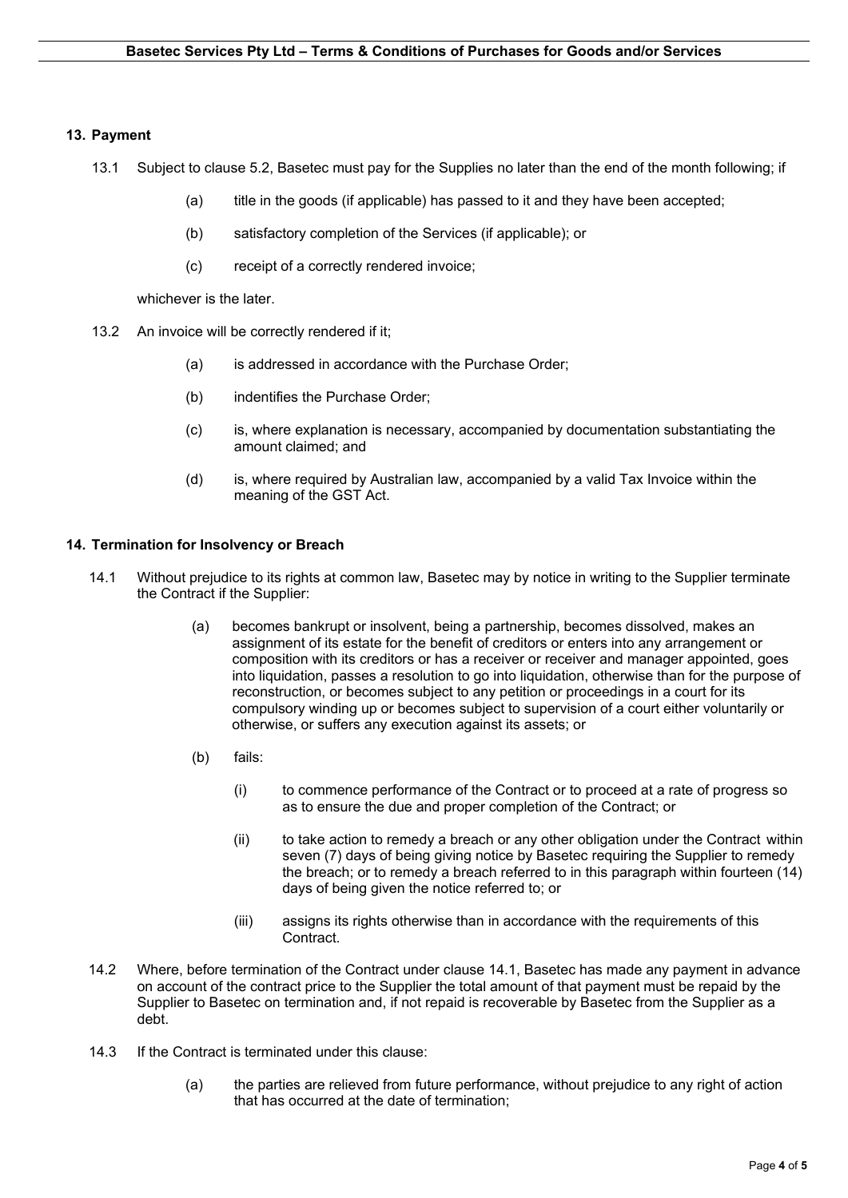## 13. Payment

13.1 Subject to clause 5.2, Basetec must pay for the Supplies no later than the end of the month following; if

- (a) title in the goods (if applicable) has passed to it and they have been accepted;
- (b) satisfactory completion of the Services (if applicable); or
- (c) receipt of a correctly rendered invoice;

whichever is the later.

13.2 An invoice will be correctly rendered if it;

- (a) is addressed in accordance with the Purchase Order;
- (b) indentifies the Purchase Order;
- (c) is, where explanation is necessary, accompanied by documentation substantiating the amount claimed; and
- (d) is, where required by Australian law, accompanied by a valid Tax Invoice within the meaning of the GST Act.

## 14. Termination for Insolvency or Breach

14.1 Without prejudice to its rights at common law, Basetec may by notice in writing to the Supplier terminate the Contract if the Supplier:

- (a) becomes bankrupt or insolvent, being a partnership, becomes dissolved, makes an assignment of its estate for the benefit of creditors or enters into any arrangement or composition with its creditors or has a receiver or receiver and manager appointed, goes into liquidation, passes a resolution to go into liquidation, otherwise than for the purpose of reconstruction, or becomes subject to any petition or proceedings in a court for its compulsory winding up or becomes subject to supervision of a court either voluntarily or otherwise, or suffers any execution against its assets; or
- (b) fails:
  - (i) to commence performance of the Contract or to proceed at a rate of progress so as to ensure the due and proper completion of the Contract; or
  - (ii) to take action to remedy a breach or any other obligation under the Contract within seven (7) days of being giving notice by Basetec requiring the Supplier to remedy the breach; or to remedy a breach referred to in this paragraph within fourteen (14) days of being given the notice referred to; or
  - (iii) assigns its rights otherwise than in accordance with the requirements of this Contract.

14.2 Where, before termination of the Contract under clause 14.1, Basetec has made any payment in advance on account of the contract price to the Supplier the total amount of that payment must be repaid by the Supplier to Basetec on termination and, if not repaid is recoverable by Basetec from the Supplier as a debt.

14.3 If the Contract is terminated under this clause:

- (a) the parties are relieved from future performance, without prejudice to any right of action that has occurred at the date of termination;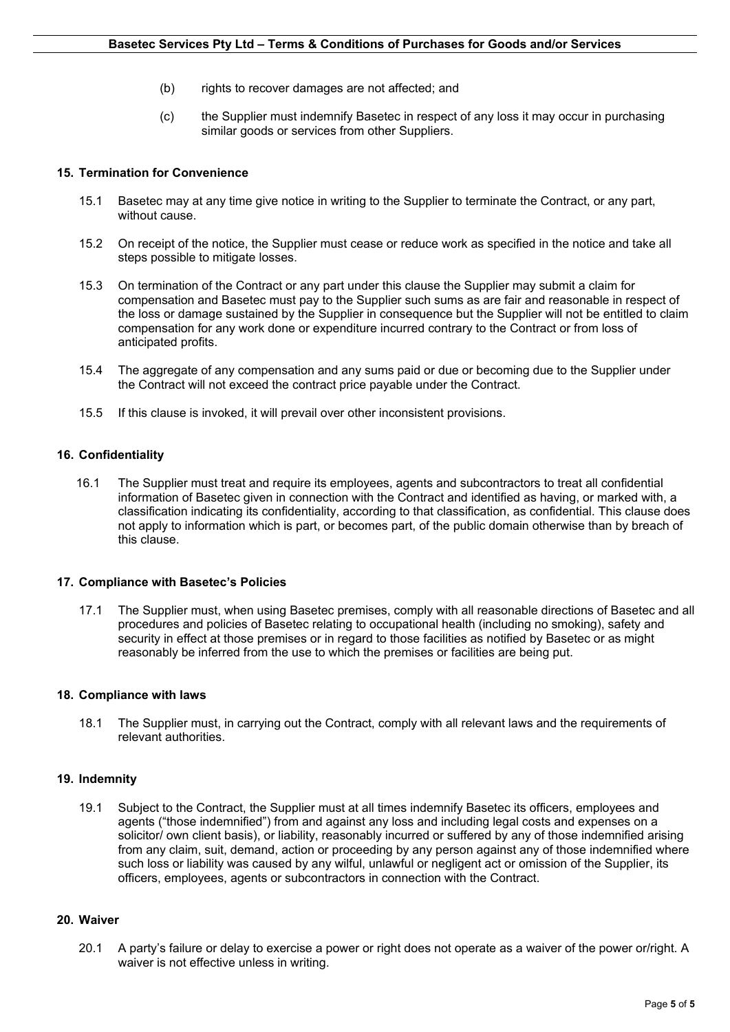(b) rights to recover damages are not affected; and

(c) the Supplier must indemnify Basetec in respect of any loss it may occur in purchasing similar goods or services from other Suppliers.

## 15. Termination for Convenience

15.1 Basetec may at any time give notice in writing to the Supplier to terminate the Contract, or any part, without cause.

15.2 On receipt of the notice, the Supplier must cease or reduce work as specified in the notice and take all steps possible to mitigate losses.

15.3 On termination of the Contract or any part under this clause the Supplier may submit a claim for compensation and Basetec must pay to the Supplier such sums as are fair and reasonable in respect of the loss or damage sustained by the Supplier in consequence but the Supplier will not be entitled to claim compensation for any work done or expenditure incurred contrary to the Contract or from loss of anticipated profits.

15.4 The aggregate of any compensation and any sums paid or due or becoming due to the Supplier under the Contract will not exceed the contract price payable under the Contract.

15.5 If this clause is invoked, it will prevail over other inconsistent provisions.

## 16. Confidentiality

16.1 The Supplier must treat and require its employees, agents and subcontractors to treat all confidential information of Basetec given in connection with the Contract and identified as having, or marked with, a classification indicating its confidentiality, according to that classification, as confidential. This clause does not apply to information which is part, or becomes part, of the public domain otherwise than by breach of this clause.

## 17. Compliance with Basetec's Policies

17.1 The Supplier must, when using Basetec premises, comply with all reasonable directions of Basetec and all procedures and policies of Basetec relating to occupational health (including no smoking), safety and security in effect at those premises or in regard to those facilities as notified by Basetec or as might reasonably be inferred from the use to which the premises or facilities are being put.

## 18. Compliance with laws

18.1 The Supplier must, in carrying out the Contract, comply with all relevant laws and the requirements of relevant authorities.

## 19. Indemnity

19.1 Subject to the Contract, the Supplier must at all times indemnify Basetec its officers, employees and agents ("those indemnified") from and against any loss and including legal costs and expenses on a solicitor/ own client basis), or liability, reasonably incurred or suffered by any of those indemnified arising from any claim, suit, demand, action or proceeding by any person against any of those indemnified where such loss or liability was caused by any wilful, unlawful or negligent act or omission of the Supplier, its officers, employees, agents or subcontractors in connection with the Contract.

## 20. Waiver

20.1 A party's failure or delay to exercise a power or right does not operate as a waiver of the power or/right. A waiver is not effective unless in writing.